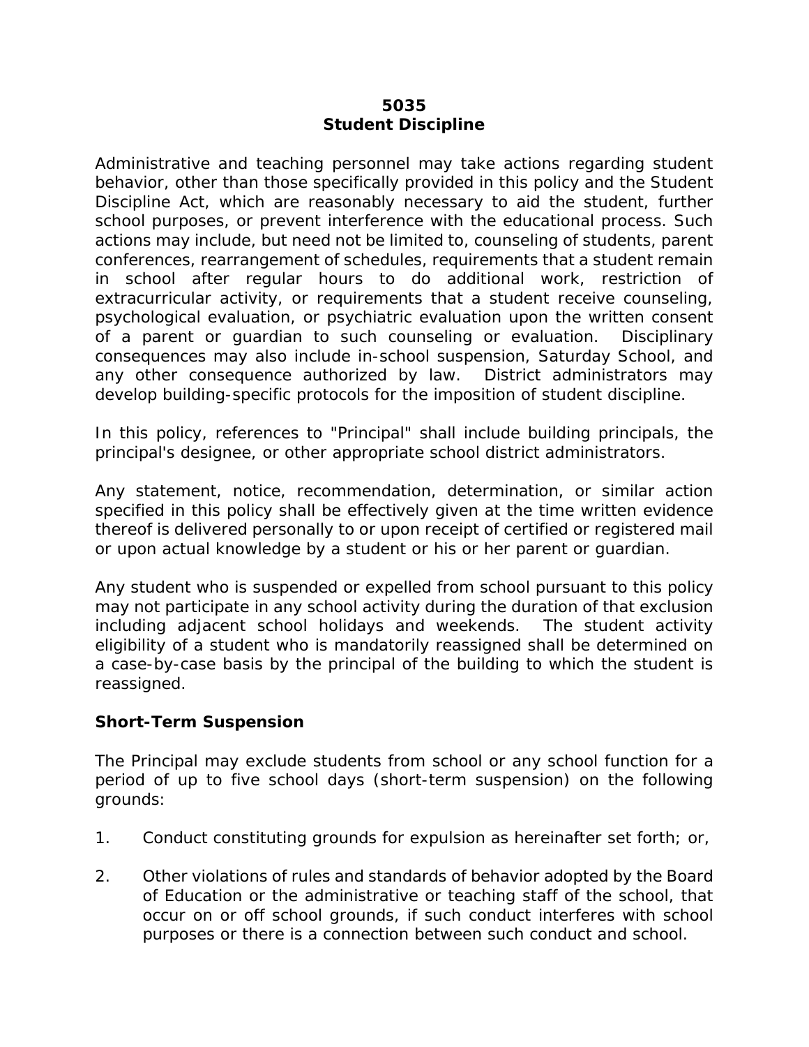# 5035
# Student Discipline

Administrative and teaching personnel may take actions regarding student behavior, other than those specifically provided in this policy and the Student Discipline Act, which are reasonably necessary to aid the student, further school purposes, or prevent interference with the educational process. Such actions may include, but need not be limited to, counseling of students, parent conferences, rearrangement of schedules, requirements that a student remain in school after regular hours to do additional work, restriction of extracurricular activity, or requirements that a student receive counseling, psychological evaluation, or psychiatric evaluation upon the written consent of a parent or guardian to such counseling or evaluation. Disciplinary consequences may also include in-school suspension, Saturday School, and any other consequence authorized by law. District administrators may develop building-specific protocols for the imposition of student discipline.

In this policy, references to "Principal" shall include building principals, the principal's designee, or other appropriate school district administrators.

Any statement, notice, recommendation, determination, or similar action specified in this policy shall be effectively given at the time written evidence thereof is delivered personally to or upon receipt of certified or registered mail or upon actual knowledge by a student or his or her parent or guardian.

Any student who is suspended or expelled from school pursuant to this policy may not participate in any school activity during the duration of that exclusion including adjacent school holidays and weekends. The student activity eligibility of a student who is mandatorily reassigned shall be determined on a case-by-case basis by the principal of the building to which the student is reassigned.

## Short-Term Suspension

The Principal may exclude students from school or any school function for a period of up to five school days (short-term suspension) on the following grounds:

1. Conduct constituting grounds for expulsion as hereinafter set forth; or,

2. Other violations of rules and standards of behavior adopted by the Board of Education or the administrative or teaching staff of the school, that occur on or off school grounds, if such conduct interferes with school purposes or there is a connection between such conduct and school.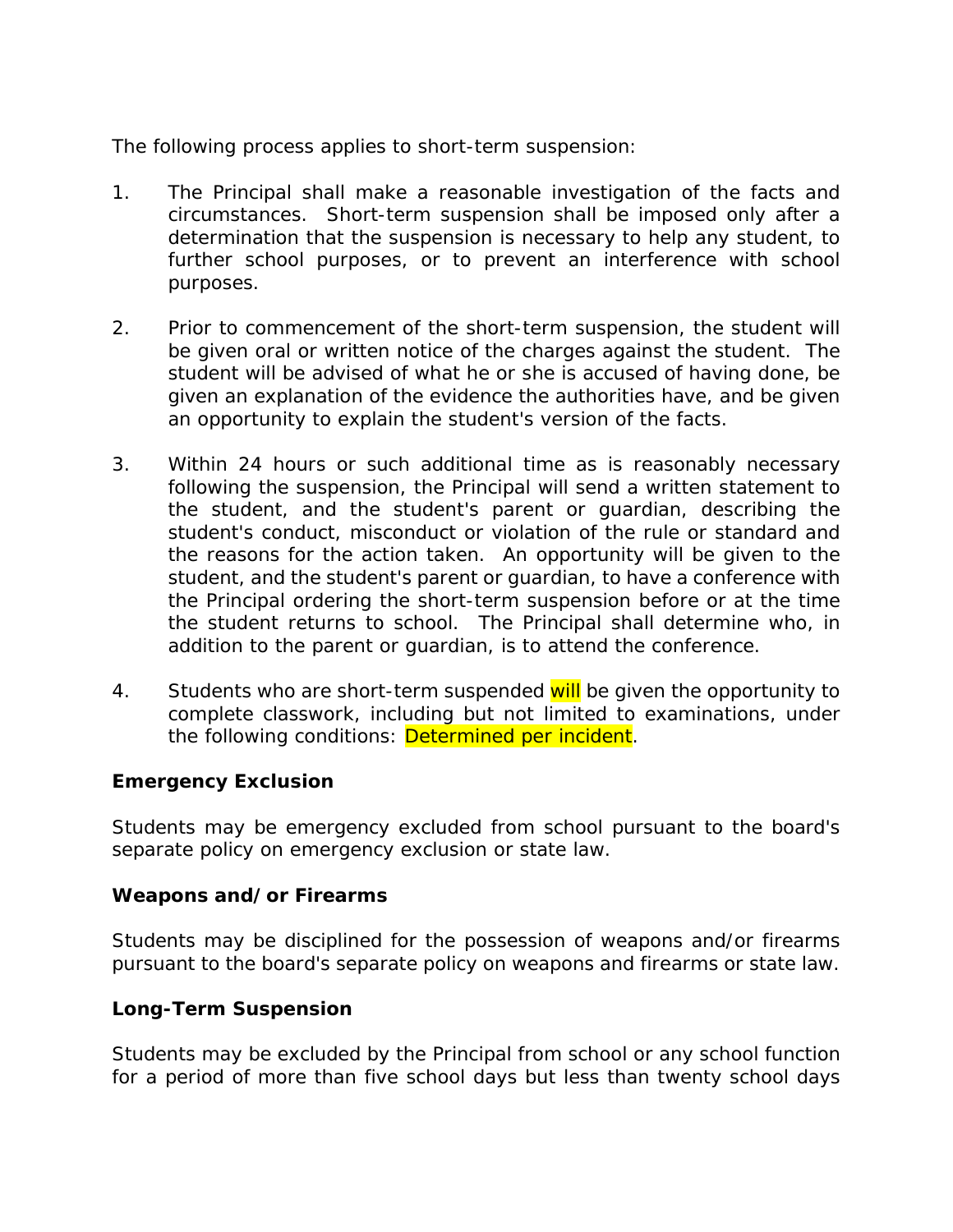The following process applies to short-term suspension:

1. The Principal shall make a reasonable investigation of the facts and circumstances. Short-term suspension shall be imposed only after a determination that the suspension is necessary to help any student, to further school purposes, or to prevent an interference with school purposes.

2. Prior to commencement of the short-term suspension, the student will be given oral or written notice of the charges against the student. The student will be advised of what he or she is accused of having done, be given an explanation of the evidence the authorities have, and be given an opportunity to explain the student's version of the facts.

3. Within 24 hours or such additional time as is reasonably necessary following the suspension, the Principal will send a written statement to the student, and the student's parent or guardian, describing the student's conduct, misconduct or violation of the rule or standard and the reasons for the action taken. An opportunity will be given to the student, and the student's parent or guardian, to have a conference with the Principal ordering the short-term suspension before or at the time the student returns to school. The Principal shall determine who, in addition to the parent or guardian, is to attend the conference.

4. Students who are short-term suspended will be given the opportunity to complete classwork, including but not limited to examinations, under the following conditions: Determined per incident.

**Emergency Exclusion**

Students may be emergency excluded from school pursuant to the board's separate policy on emergency exclusion or state law.

**Weapons and/or Firearms**

Students may be disciplined for the possession of weapons and/or firearms pursuant to the board's separate policy on weapons and firearms or state law.

**Long-Term Suspension**

Students may be excluded by the Principal from school or any school function for a period of more than five school days but less than twenty school days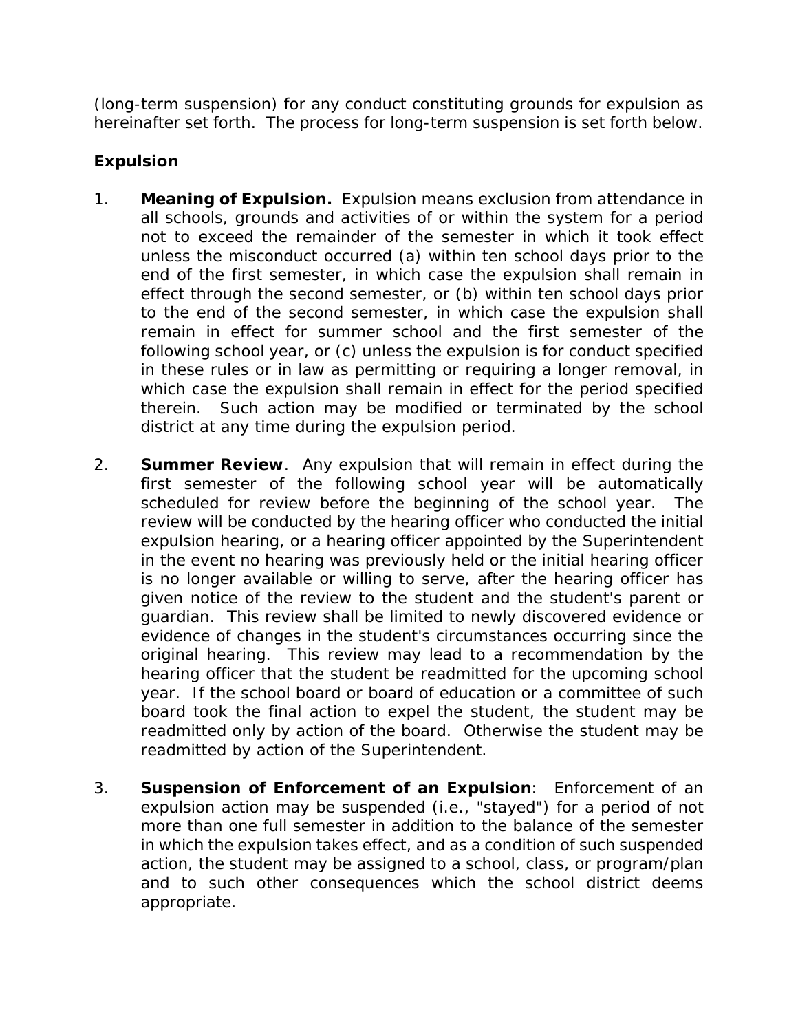(long-term suspension) for any conduct constituting grounds for expulsion as hereinafter set forth. The process for long-term suspension is set forth below.

**Expulsion**

1. **Meaning of Expulsion.** Expulsion means exclusion from attendance in all schools, grounds and activities of or within the system for a period not to exceed the remainder of the semester in which it took effect unless the misconduct occurred (a) within ten school days prior to the end of the first semester, in which case the expulsion shall remain in effect through the second semester, or (b) within ten school days prior to the end of the second semester, in which case the expulsion shall remain in effect for summer school and the first semester of the following school year, or (c) unless the expulsion is for conduct specified in these rules or in law as permitting or requiring a longer removal, in which case the expulsion shall remain in effect for the period specified therein. Such action may be modified or terminated by the school district at any time during the expulsion period.

2. **Summer Review**. Any expulsion that will remain in effect during the first semester of the following school year will be automatically scheduled for review before the beginning of the school year. The review will be conducted by the hearing officer who conducted the initial expulsion hearing, or a hearing officer appointed by the Superintendent in the event no hearing was previously held or the initial hearing officer is no longer available or willing to serve, after the hearing officer has given notice of the review to the student and the student's parent or guardian. This review shall be limited to newly discovered evidence or evidence of changes in the student's circumstances occurring since the original hearing. This review may lead to a recommendation by the hearing officer that the student be readmitted for the upcoming school year. If the school board or board of education or a committee of such board took the final action to expel the student, the student may be readmitted only by action of the board. Otherwise the student may be readmitted by action of the Superintendent.

3. **Suspension of Enforcement of an Expulsion**: Enforcement of an expulsion action may be suspended (i.e., "stayed") for a period of not more than one full semester in addition to the balance of the semester in which the expulsion takes effect, and as a condition of such suspended action, the student may be assigned to a school, class, or program/plan and to such other consequences which the school district deems appropriate.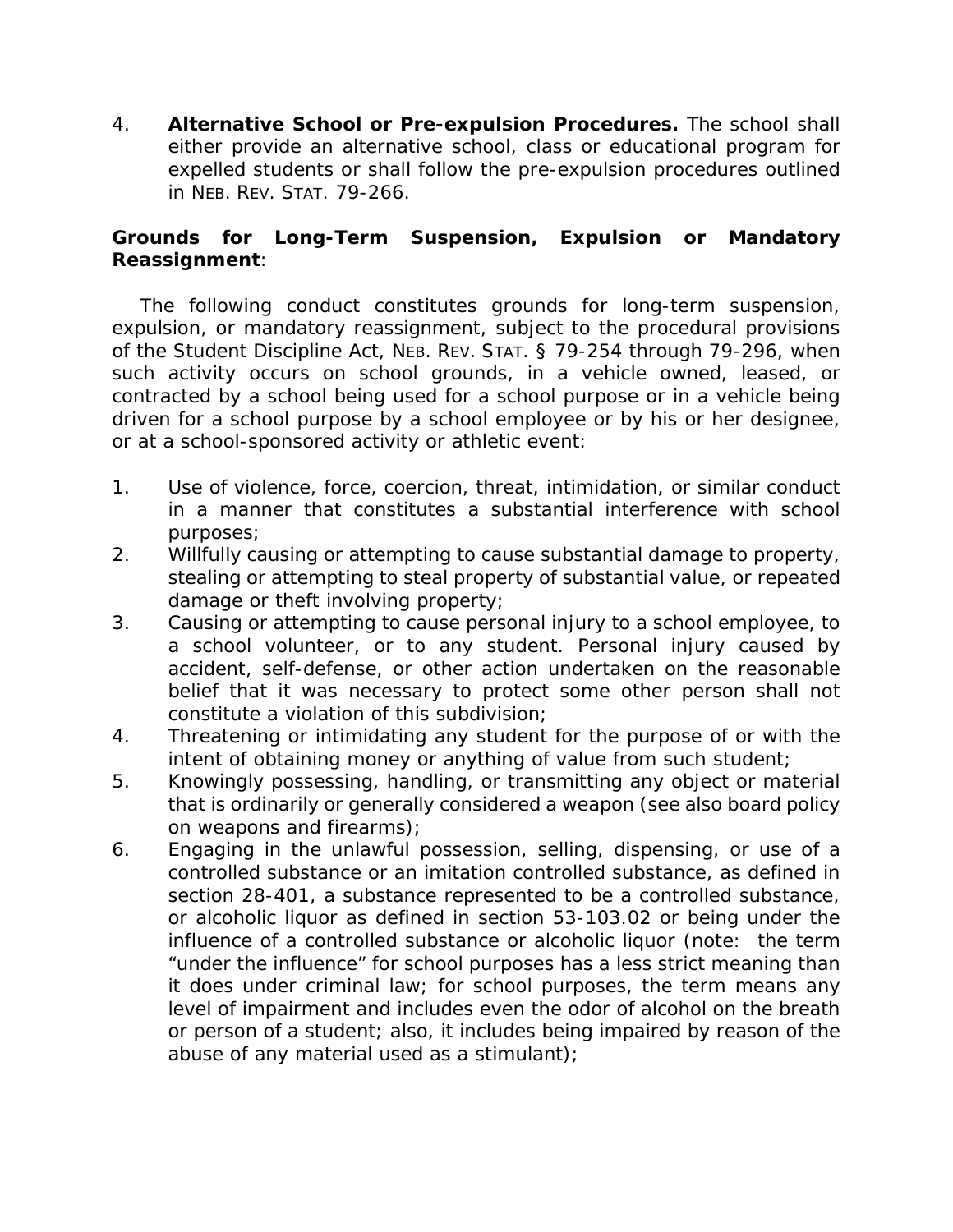4. **Alternative School or Pre-expulsion Procedures.** The school shall either provide an alternative school, class or educational program for expelled students or shall follow the pre-expulsion procedures outlined in NEB. REV. STAT. 79-266.

**Grounds for Long-Term Suspension, Expulsion or Mandatory Reassignment**:

The following conduct constitutes grounds for long-term suspension, expulsion, or mandatory reassignment, subject to the procedural provisions of the Student Discipline Act, NEB. REV. STAT. § 79-254 through 79-296, when such activity occurs on school grounds, in a vehicle owned, leased, or contracted by a school being used for a school purpose or in a vehicle being driven for a school purpose by a school employee or by his or her designee, or at a school-sponsored activity or athletic event:

1. Use of violence, force, coercion, threat, intimidation, or similar conduct in a manner that constitutes a substantial interference with school purposes;
2. Willfully causing or attempting to cause substantial damage to property, stealing or attempting to steal property of substantial value, or repeated damage or theft involving property;
3. Causing or attempting to cause personal injury to a school employee, to a school volunteer, or to any student. Personal injury caused by accident, self-defense, or other action undertaken on the reasonable belief that it was necessary to protect some other person shall not constitute a violation of this subdivision;
4. Threatening or intimidating any student for the purpose of or with the intent of obtaining money or anything of value from such student;
5. Knowingly possessing, handling, or transmitting any object or material that is ordinarily or generally considered a weapon (see also board policy on weapons and firearms);
6. Engaging in the unlawful possession, selling, dispensing, or use of a controlled substance or an imitation controlled substance, as defined in section 28-401, a substance represented to be a controlled substance, or alcoholic liquor as defined in section 53-103.02 or being under the influence of a controlled substance or alcoholic liquor (note: the term "under the influence" for school purposes has a less strict meaning than it does under criminal law; for school purposes, the term means any level of impairment and includes even the odor of alcohol on the breath or person of a student; also, it includes being impaired by reason of the abuse of any material used as a stimulant);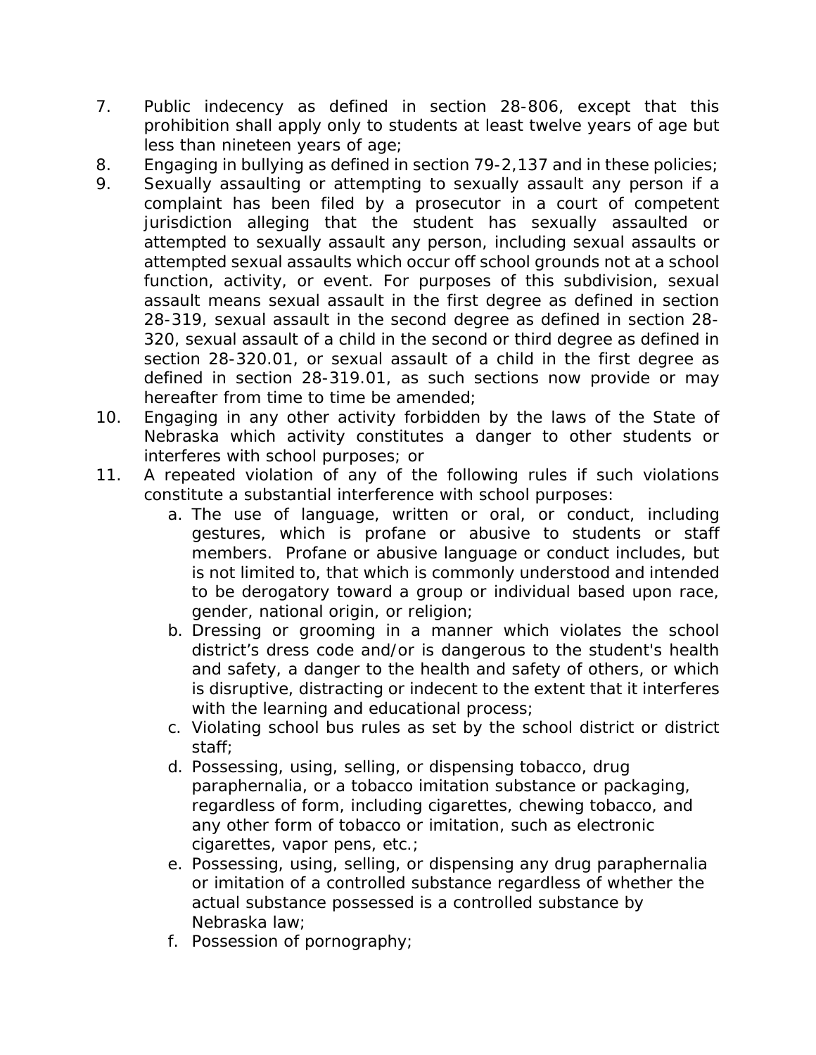7. Public indecency as defined in section 28-806, except that this prohibition shall apply only to students at least twelve years of age but less than nineteen years of age;
8. Engaging in bullying as defined in section 79-2,137 and in these policies;
9. Sexually assaulting or attempting to sexually assault any person if a complaint has been filed by a prosecutor in a court of competent jurisdiction alleging that the student has sexually assaulted or attempted to sexually assault any person, including sexual assaults or attempted sexual assaults which occur off school grounds not at a school function, activity, or event. For purposes of this subdivision, sexual assault means sexual assault in the first degree as defined in section 28-319, sexual assault in the second degree as defined in section 28-320, sexual assault of a child in the second or third degree as defined in section 28-320.01, or sexual assault of a child in the first degree as defined in section 28-319.01, as such sections now provide or may hereafter from time to time be amended;
10. Engaging in any other activity forbidden by the laws of the State of Nebraska which activity constitutes a danger to other students or interferes with school purposes; or
11. A repeated violation of any of the following rules if such violations constitute a substantial interference with school purposes:
    a. The use of language, written or oral, or conduct, including gestures, which is profane or abusive to students or staff members. Profane or abusive language or conduct includes, but is not limited to, that which is commonly understood and intended to be derogatory toward a group or individual based upon race, gender, national origin, or religion;
    b. Dressing or grooming in a manner which violates the school district's dress code and/or is dangerous to the student's health and safety, a danger to the health and safety of others, or which is disruptive, distracting or indecent to the extent that it interferes with the learning and educational process;
    c. Violating school bus rules as set by the school district or district staff;
    d. Possessing, using, selling, or dispensing tobacco, drug paraphernalia, or a tobacco imitation substance or packaging, regardless of form, including cigarettes, chewing tobacco, and any other form of tobacco or imitation, such as electronic cigarettes, vapor pens, etc.;
    e. Possessing, using, selling, or dispensing any drug paraphernalia or imitation of a controlled substance regardless of whether the actual substance possessed is a controlled substance by Nebraska law;
    f. Possession of pornography;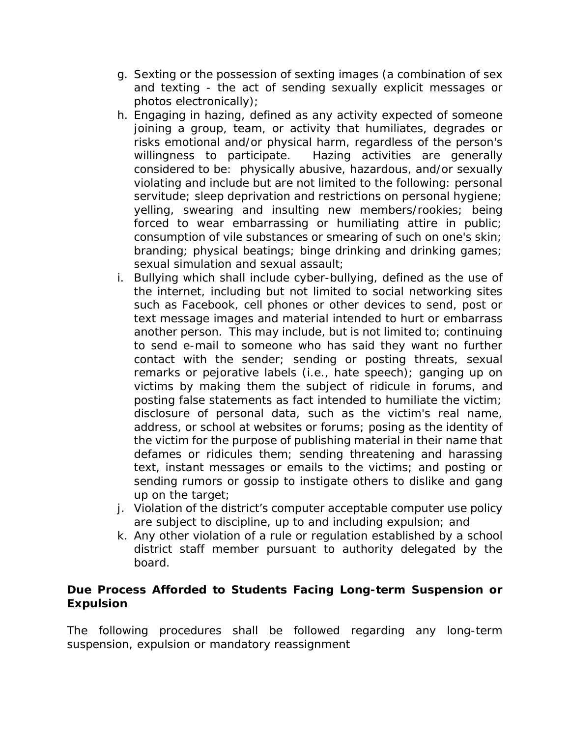g. Sexting or the possession of sexting images (a combination of sex and texting - the act of sending sexually explicit messages or photos electronically);
h. Engaging in hazing, defined as any activity expected of someone joining a group, team, or activity that humiliates, degrades or risks emotional and/or physical harm, regardless of the person's willingness to participate. Hazing activities are generally considered to be: physically abusive, hazardous, and/or sexually violating and include but are not limited to the following: personal servitude; sleep deprivation and restrictions on personal hygiene; yelling, swearing and insulting new members/rookies; being forced to wear embarrassing or humiliating attire in public; consumption of vile substances or smearing of such on one's skin; branding; physical beatings; binge drinking and drinking games; sexual simulation and sexual assault;
i. Bullying which shall include cyber-bullying, defined as the use of the internet, including but not limited to social networking sites such as Facebook, cell phones or other devices to send, post or text message images and material intended to hurt or embarrass another person. This may include, but is not limited to; continuing to send e-mail to someone who has said they want no further contact with the sender; sending or posting threats, sexual remarks or pejorative labels (i.e., hate speech); ganging up on victims by making them the subject of ridicule in forums, and posting false statements as fact intended to humiliate the victim; disclosure of personal data, such as the victim's real name, address, or school at websites or forums; posing as the identity of the victim for the purpose of publishing material in their name that defames or ridicules them; sending threatening and harassing text, instant messages or emails to the victims; and posting or sending rumors or gossip to instigate others to dislike and gang up on the target;
j. Violation of the district's computer acceptable computer use policy are subject to discipline, up to and including expulsion; and
k. Any other violation of a rule or regulation established by a school district staff member pursuant to authority delegated by the board.

**Due Process Afforded to Students Facing Long-term Suspension or Expulsion**

The following procedures shall be followed regarding any long-term suspension, expulsion or mandatory reassignment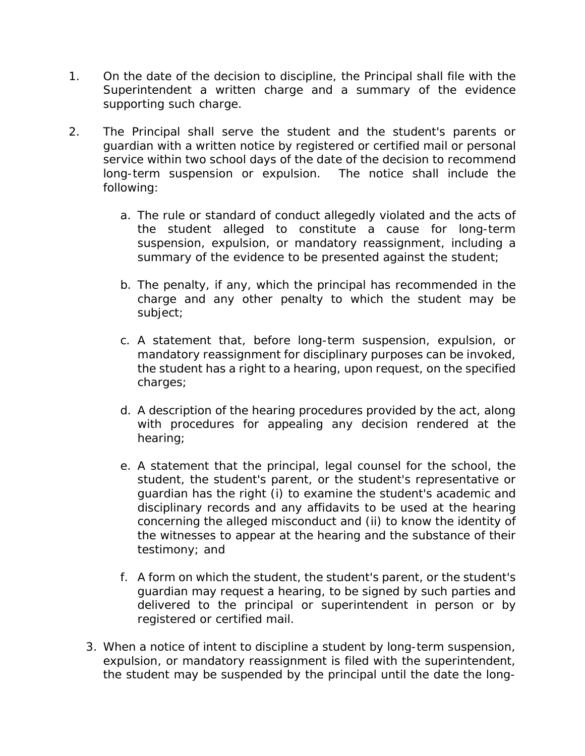1. On the date of the decision to discipline, the Principal shall file with the Superintendent a written charge and a summary of the evidence supporting such charge.

2. The Principal shall serve the student and the student's parents or guardian with a written notice by registered or certified mail or personal service within two school days of the date of the decision to recommend long-term suspension or expulsion. The notice shall include the following:

   a. The rule or standard of conduct allegedly violated and the acts of the student alleged to constitute a cause for long-term suspension, expulsion, or mandatory reassignment, including a summary of the evidence to be presented against the student;

   b. The penalty, if any, which the principal has recommended in the charge and any other penalty to which the student may be subject;

   c. A statement that, before long-term suspension, expulsion, or mandatory reassignment for disciplinary purposes can be invoked, the student has a right to a hearing, upon request, on the specified charges;

   d. A description of the hearing procedures provided by the act, along with procedures for appealing any decision rendered at the hearing;

   e. A statement that the principal, legal counsel for the school, the student, the student's parent, or the student's representative or guardian has the right (i) to examine the student's academic and disciplinary records and any affidavits to be used at the hearing concerning the alleged misconduct and (ii) to know the identity of the witnesses to appear at the hearing and the substance of their testimony; and

   f. A form on which the student, the student's parent, or the student's guardian may request a hearing, to be signed by such parties and delivered to the principal or superintendent in person or by registered or certified mail.

3. When a notice of intent to discipline a student by long-term suspension, expulsion, or mandatory reassignment is filed with the superintendent, the student may be suspended by the principal until the date the long-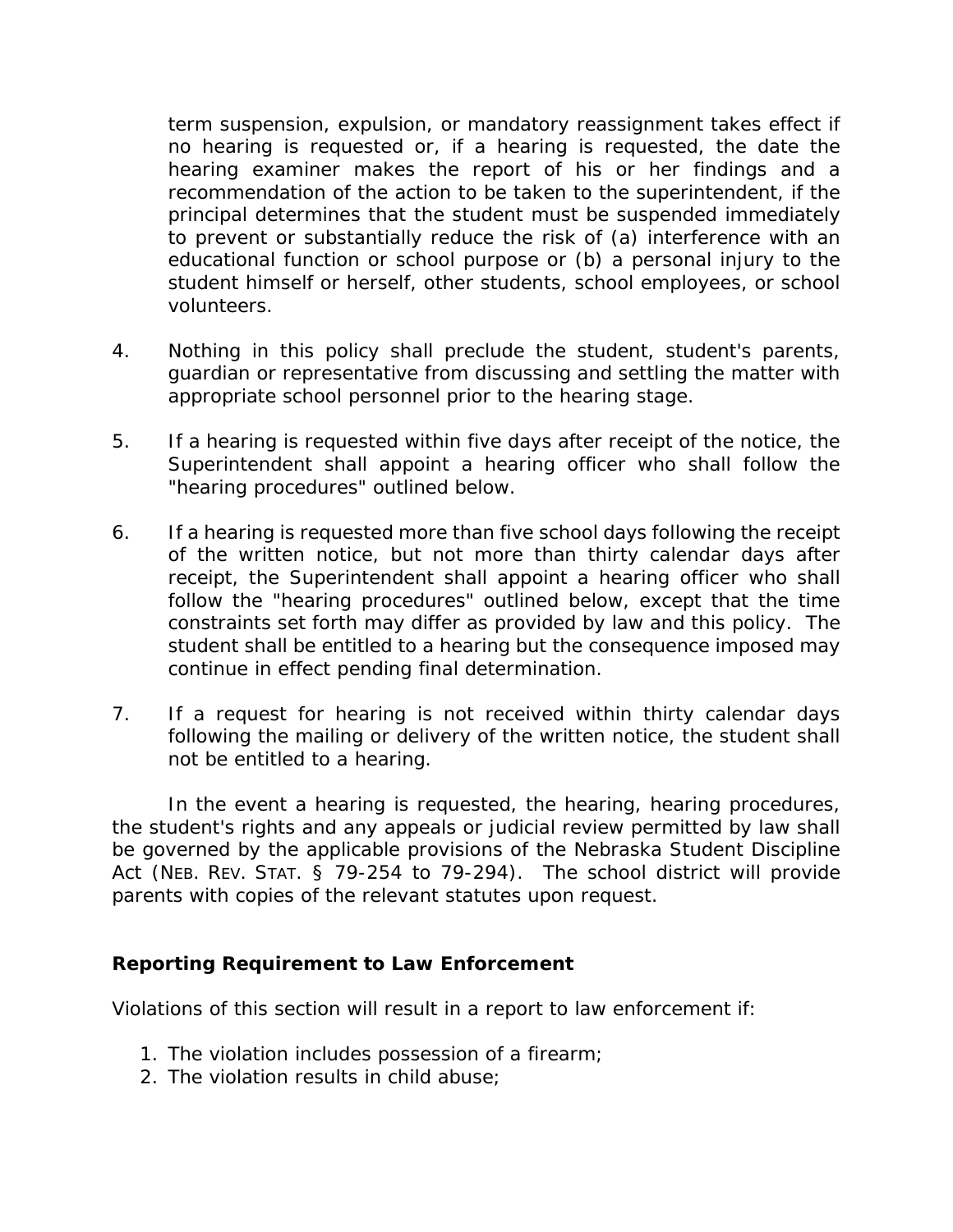term suspension, expulsion, or mandatory reassignment takes effect if no hearing is requested or, if a hearing is requested, the date the hearing examiner makes the report of his or her findings and a recommendation of the action to be taken to the superintendent, if the principal determines that the student must be suspended immediately to prevent or substantially reduce the risk of (a) interference with an educational function or school purpose or (b) a personal injury to the student himself or herself, other students, school employees, or school volunteers.

4. Nothing in this policy shall preclude the student, student's parents, guardian or representative from discussing and settling the matter with appropriate school personnel prior to the hearing stage.

5. If a hearing is requested within five days after receipt of the notice, the Superintendent shall appoint a hearing officer who shall follow the "hearing procedures" outlined below.

6. If a hearing is requested more than five school days following the receipt of the written notice, but not more than thirty calendar days after receipt, the Superintendent shall appoint a hearing officer who shall follow the "hearing procedures" outlined below, except that the time constraints set forth may differ as provided by law and this policy. The student shall be entitled to a hearing but the consequence imposed may continue in effect pending final determination.

7. If a request for hearing is not received within thirty calendar days following the mailing or delivery of the written notice, the student shall not be entitled to a hearing.

In the event a hearing is requested, the hearing, hearing procedures, the student's rights and any appeals or judicial review permitted by law shall be governed by the applicable provisions of the Nebraska Student Discipline Act (NEB. REV. STAT. § 79-254 to 79-294). The school district will provide parents with copies of the relevant statutes upon request.

**Reporting Requirement to Law Enforcement**

Violations of this section will result in a report to law enforcement if:

1. The violation includes possession of a firearm;
2. The violation results in child abuse;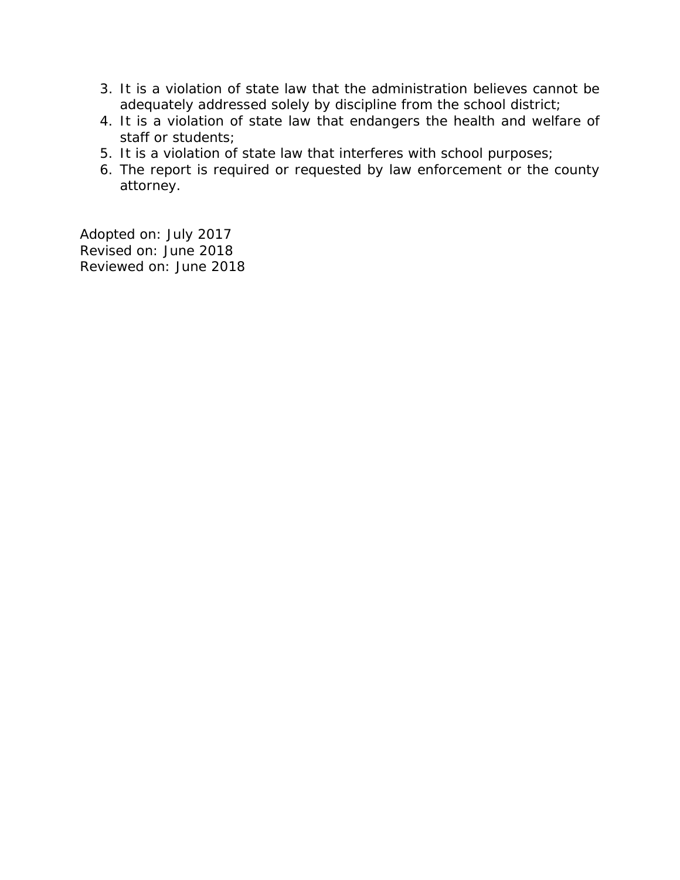3. It is a violation of state law that the administration believes cannot be adequately addressed solely by discipline from the school district;
4. It is a violation of state law that endangers the health and welfare of staff or students;
5. It is a violation of state law that interferes with school purposes;
6. The report is required or requested by law enforcement or the county attorney.

Adopted on: July 2017
Revised on: June 2018
Reviewed on: June 2018